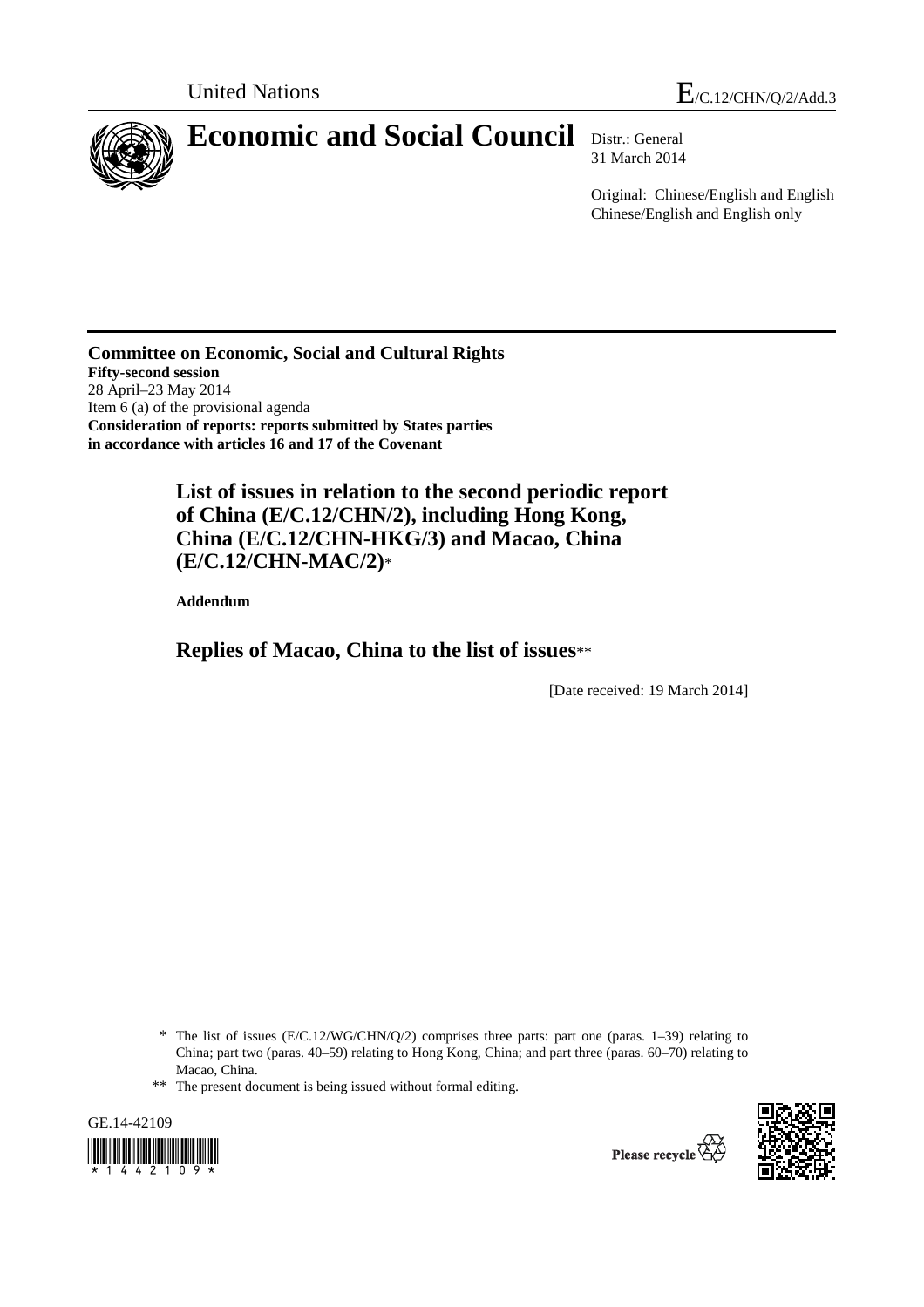United Nations

E/C.12/CHN/Q/2/Add.3

# Economic and Social Council

Distr.: General
31 March 2014

Original: Chinese/English and English
Chinese/English and English only

**Committee on Economic, Social and Cultural Rights**
**Fifty-second session**
28 April–23 May 2014
Item 6 (a) of the provisional agenda
**Consideration of reports: reports submitted by States parties in accordance with articles 16 and 17 of the Covenant**

## List of issues in relation to the second periodic report of China (E/C.12/CHN/2), including Hong Kong, China (E/C.12/CHN-HKG/3) and Macao, China (E/C.12/CHN-MAC/2)*

**Addendum**

## Replies of Macao, China to the list of issues**

[Date received: 19 March 2014]

\* The list of issues (E/C.12/WG/CHN/Q/2) comprises three parts: part one (paras. 1–39) relating to China; part two (paras. 40–59) relating to Hong Kong, China; and part three (paras. 60–70) relating to Macao, China.

\*\* The present document is being issued without formal editing.

GE.14-42109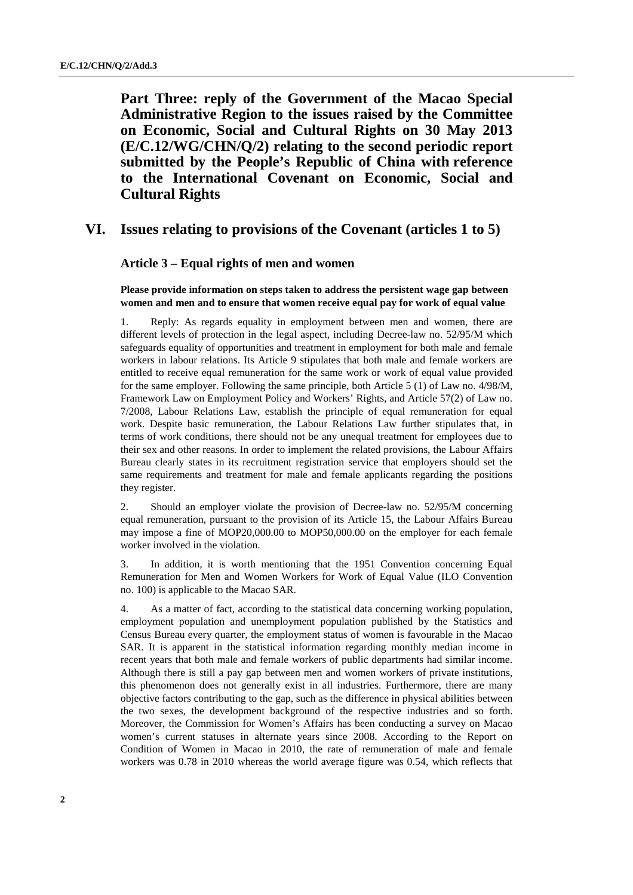**Part Three: reply of the Government of the Macao Special Administrative Region to the issues raised by the Committee on Economic, Social and Cultural Rights on 30 May 2013 (E/C.12/WG/CHN/Q/2) relating to the second periodic report submitted by the People's Republic of China with reference to the International Covenant on Economic, Social and Cultural Rights**

## VI. Issues relating to provisions of the Covenant (articles 1 to 5)

### Article 3 – Equal rights of men and women

**Please provide information on steps taken to address the persistent wage gap between women and men and to ensure that women receive equal pay for work of equal value**

1. Reply: As regards equality in employment between men and women, there are different levels of protection in the legal aspect, including Decree-law no. 52/95/M which safeguards equality of opportunities and treatment in employment for both male and female workers in labour relations. Its Article 9 stipulates that both male and female workers are entitled to receive equal remuneration for the same work or work of equal value provided for the same employer. Following the same principle, both Article 5 (1) of Law no. 4/98/M, Framework Law on Employment Policy and Workers' Rights, and Article 57(2) of Law no. 7/2008, Labour Relations Law, establish the principle of equal remuneration for equal work. Despite basic remuneration, the Labour Relations Law further stipulates that, in terms of work conditions, there should not be any unequal treatment for employees due to their sex and other reasons. In order to implement the related provisions, the Labour Affairs Bureau clearly states in its recruitment registration service that employers should set the same requirements and treatment for male and female applicants regarding the positions they register.

2. Should an employer violate the provision of Decree-law no. 52/95/M concerning equal remuneration, pursuant to the provision of its Article 15, the Labour Affairs Bureau may impose a fine of MOP20,000.00 to MOP50,000.00 on the employer for each female worker involved in the violation.

3. In addition, it is worth mentioning that the 1951 Convention concerning Equal Remuneration for Men and Women Workers for Work of Equal Value (ILO Convention no. 100) is applicable to the Macao SAR.

4. As a matter of fact, according to the statistical data concerning working population, employment population and unemployment population published by the Statistics and Census Bureau every quarter, the employment status of women is favourable in the Macao SAR. It is apparent in the statistical information regarding monthly median income in recent years that both male and female workers of public departments had similar income. Although there is still a pay gap between men and women workers of private institutions, this phenomenon does not generally exist in all industries. Furthermore, there are many objective factors contributing to the gap, such as the difference in physical abilities between the two sexes, the development background of the respective industries and so forth. Moreover, the Commission for Women's Affairs has been conducting a survey on Macao women's current statuses in alternate years since 2008. According to the Report on Condition of Women in Macao in 2010, the rate of remuneration of male and female workers was 0.78 in 2010 whereas the world average figure was 0.54, which reflects that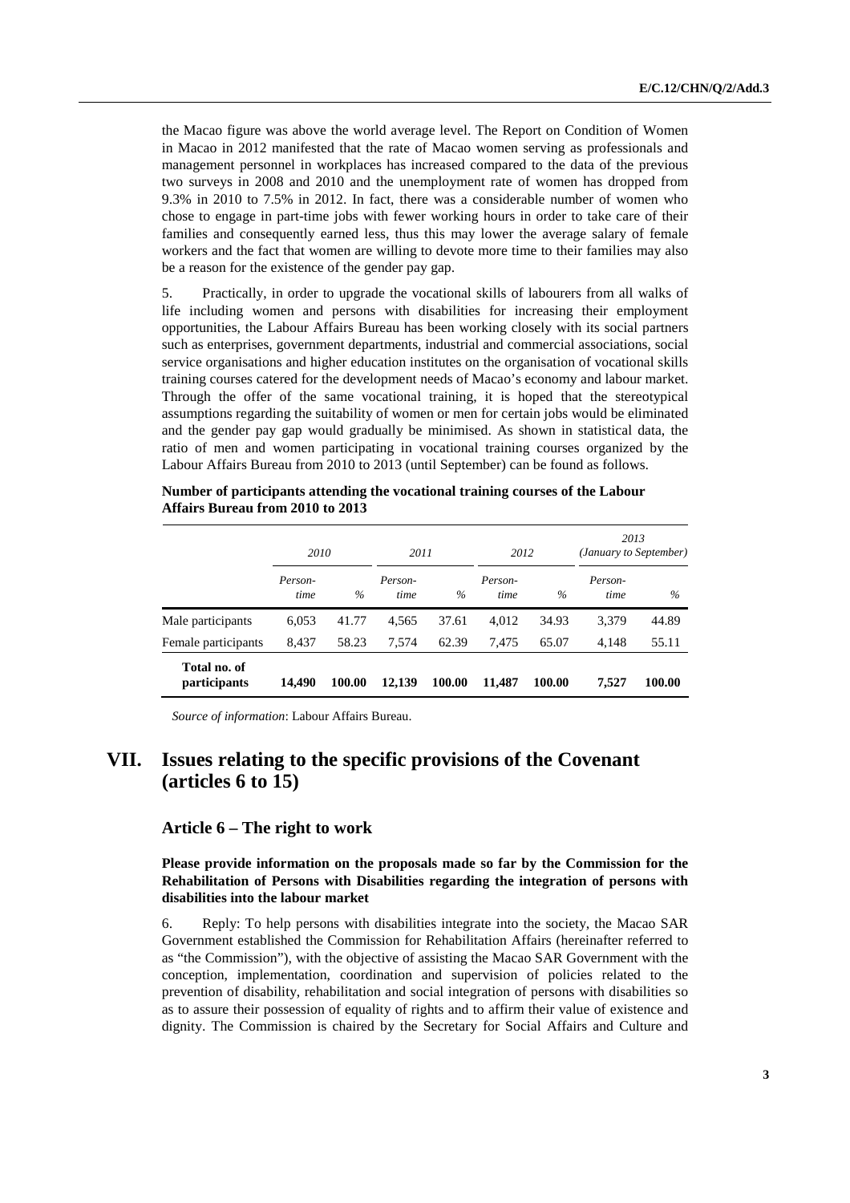the Macao figure was above the world average level. The Report on Condition of Women in Macao in 2012 manifested that the rate of Macao women serving as professionals and management personnel in workplaces has increased compared to the data of the previous two surveys in 2008 and 2010 and the unemployment rate of women has dropped from 9.3% in 2010 to 7.5% in 2012. In fact, there was a considerable number of women who chose to engage in part-time jobs with fewer working hours in order to take care of their families and consequently earned less, thus this may lower the average salary of female workers and the fact that women are willing to devote more time to their families may also be a reason for the existence of the gender pay gap.

5. Practically, in order to upgrade the vocational skills of labourers from all walks of life including women and persons with disabilities for increasing their employment opportunities, the Labour Affairs Bureau has been working closely with its social partners such as enterprises, government departments, industrial and commercial associations, social service organisations and higher education institutes on the organisation of vocational skills training courses catered for the development needs of Macao's economy and labour market. Through the offer of the same vocational training, it is hoped that the stereotypical assumptions regarding the suitability of women or men for certain jobs would be eliminated and the gender pay gap would gradually be minimised. As shown in statistical data, the ratio of men and women participating in vocational training courses organized by the Labour Affairs Bureau from 2010 to 2013 (until September) can be found as follows.

**Number of participants attending the vocational training courses of the Labour Affairs Bureau from 2010 to 2013**

| | *2010* | | *2011* | | *2012* | | *2013 (January to September)* | |
|---|---|---|---|---|---|---|---|---|
| | *Person-time* | *%* | *Person-time* | *%* | *Person-time* | *%* | *Person-time* | *%* |
| Male participants | 6,053 | 41.77 | 4,565 | 37.61 | 4,012 | 34.93 | 3,379 | 44.89 |
| Female participants | 8,437 | 58.23 | 7,574 | 62.39 | 7,475 | 65.07 | 4,148 | 55.11 |
| **Total no. of participants** | **14,490** | **100.00** | **12,139** | **100.00** | **11,487** | **100.00** | **7,527** | **100.00** |

*Source of information*: Labour Affairs Bureau.

# VII. Issues relating to the specific provisions of the Covenant (articles 6 to 15)

## Article 6 – The right to work

**Please provide information on the proposals made so far by the Commission for the Rehabilitation of Persons with Disabilities regarding the integration of persons with disabilities into the labour market**

6. Reply: To help persons with disabilities integrate into the society, the Macao SAR Government established the Commission for Rehabilitation Affairs (hereinafter referred to as "the Commission"), with the objective of assisting the Macao SAR Government with the conception, implementation, coordination and supervision of policies related to the prevention of disability, rehabilitation and social integration of persons with disabilities so as to assure their possession of equality of rights and to affirm their value of existence and dignity. The Commission is chaired by the Secretary for Social Affairs and Culture and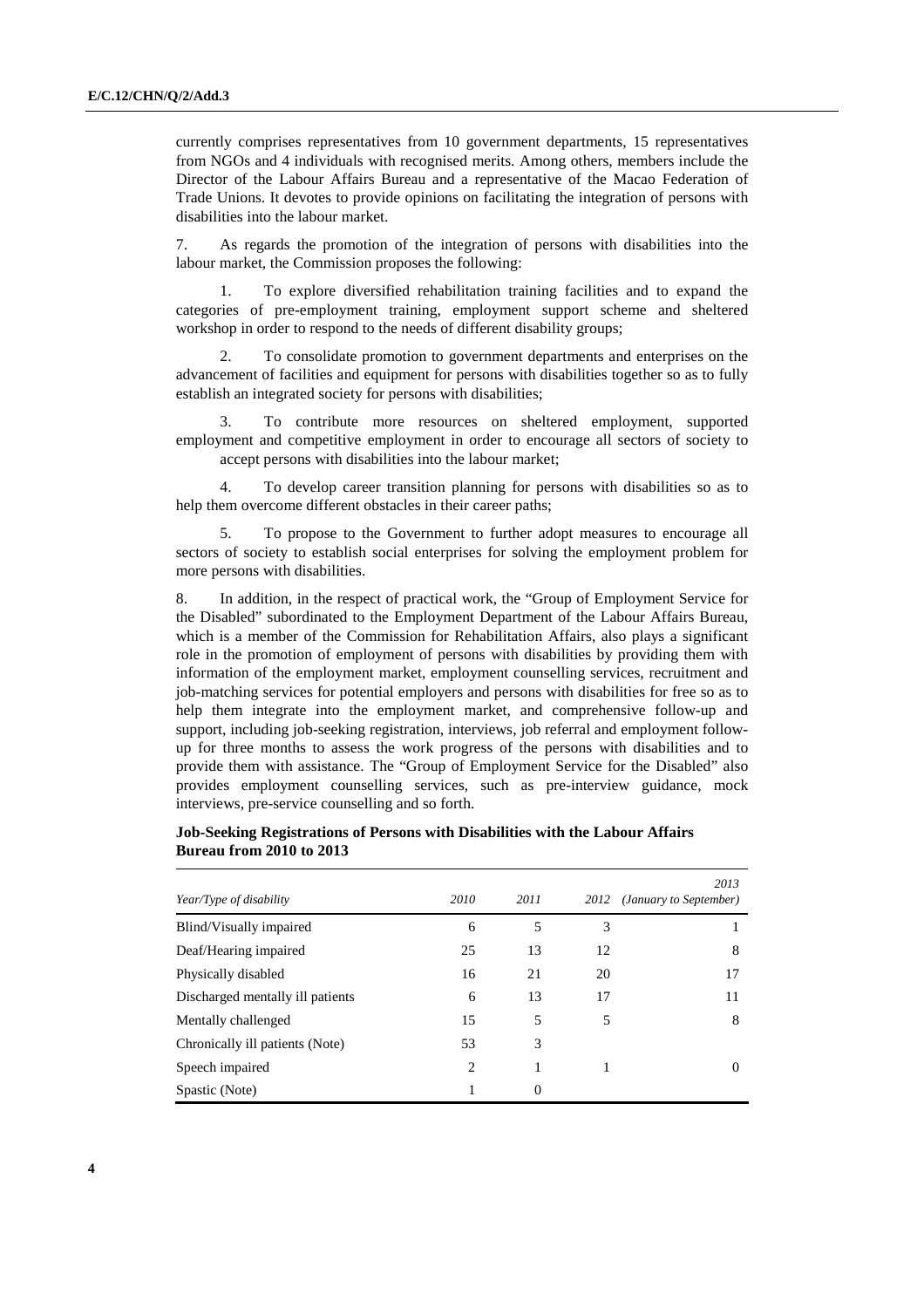currently comprises representatives from 10 government departments, 15 representatives from NGOs and 4 individuals with recognised merits. Among others, members include the Director of the Labour Affairs Bureau and a representative of the Macao Federation of Trade Unions. It devotes to provide opinions on facilitating the integration of persons with disabilities into the labour market.

7. As regards the promotion of the integration of persons with disabilities into the labour market, the Commission proposes the following:

1. To explore diversified rehabilitation training facilities and to expand the categories of pre-employment training, employment support scheme and sheltered workshop in order to respond to the needs of different disability groups;

2. To consolidate promotion to government departments and enterprises on the advancement of facilities and equipment for persons with disabilities together so as to fully establish an integrated society for persons with disabilities;

3. To contribute more resources on sheltered employment, supported employment and competitive employment in order to encourage all sectors of society to accept persons with disabilities into the labour market;

4. To develop career transition planning for persons with disabilities so as to help them overcome different obstacles in their career paths;

5. To propose to the Government to further adopt measures to encourage all sectors of society to establish social enterprises for solving the employment problem for more persons with disabilities.

8. In addition, in the respect of practical work, the "Group of Employment Service for the Disabled" subordinated to the Employment Department of the Labour Affairs Bureau, which is a member of the Commission for Rehabilitation Affairs, also plays a significant role in the promotion of employment of persons with disabilities by providing them with information of the employment market, employment counselling services, recruitment and job-matching services for potential employers and persons with disabilities for free so as to help them integrate into the employment market, and comprehensive follow-up and support, including job-seeking registration, interviews, job referral and employment follow-up for three months to assess the work progress of the persons with disabilities and to provide them with assistance. The "Group of Employment Service for the Disabled" also provides employment counselling services, such as pre-interview guidance, mock interviews, pre-service counselling and so forth.

**Job-Seeking Registrations of Persons with Disabilities with the Labour Affairs Bureau from 2010 to 2013**

| *Year/Type of disability* | *2010* | *2011* | *2012* | *2013 (January to September)* |
|---|---|---|---|---|
| Blind/Visually impaired | 6 | 5 | 3 | 1 |
| Deaf/Hearing impaired | 25 | 13 | 12 | 8 |
| Physically disabled | 16 | 21 | 20 | 17 |
| Discharged mentally ill patients | 6 | 13 | 17 | 11 |
| Mentally challenged | 15 | 5 | 5 | 8 |
| Chronically ill patients (Note) | 53 | 3 | | |
| Speech impaired | 2 | 1 | 1 | 0 |
| Spastic (Note) | 1 | 0 | | |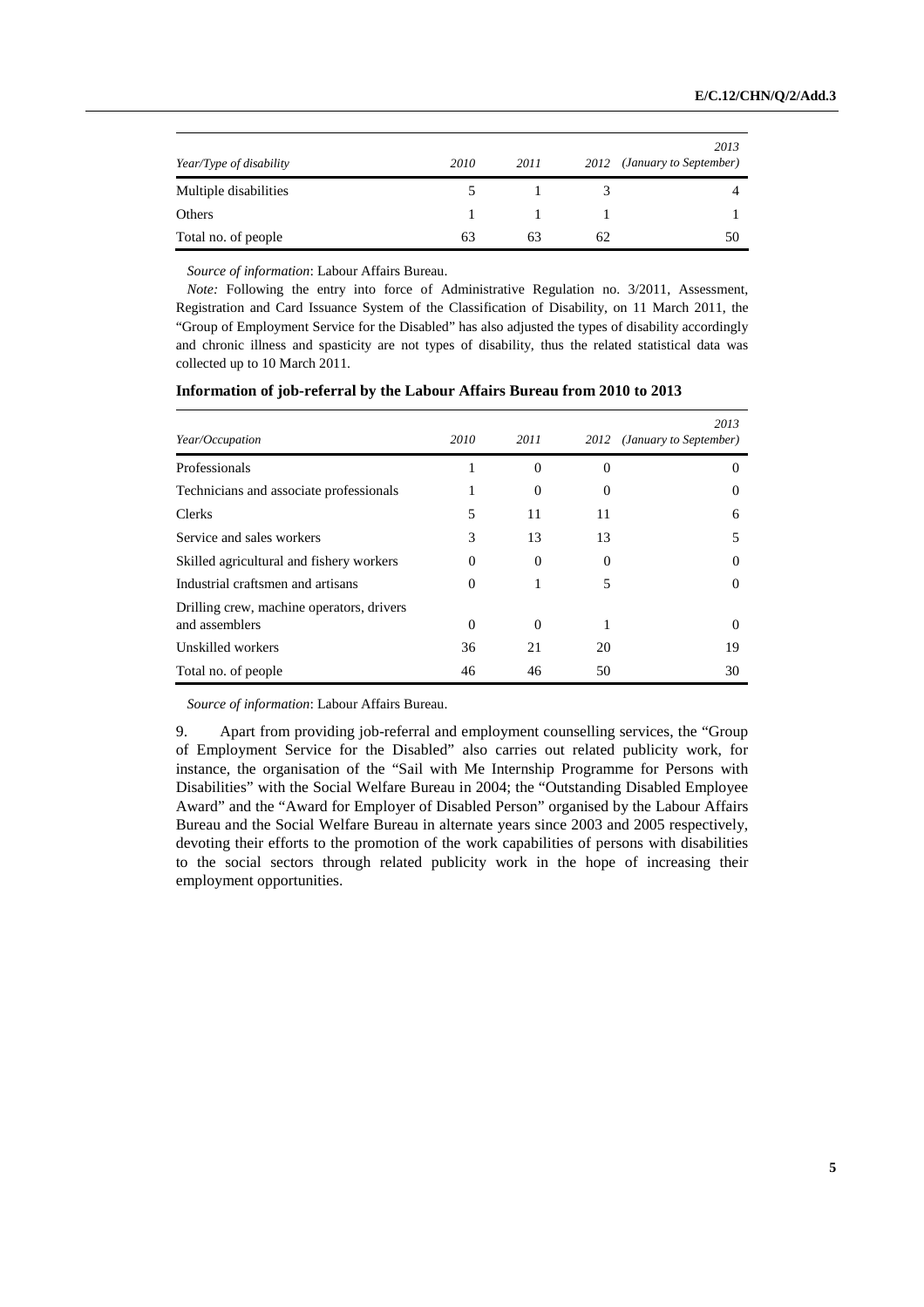| Year/Type of disability | 2010 | 2011 | 2012 | 2013 (January to September) |
|---|---|---|---|---|
| Multiple disabilities | 5 | 1 | 3 | 4 |
| Others | 1 | 1 | 1 | 1 |
| Total no. of people | 63 | 63 | 62 | 50 |

*Source of information*: Labour Affairs Bureau.

*Note:* Following the entry into force of Administrative Regulation no. 3/2011, Assessment, Registration and Card Issuance System of the Classification of Disability, on 11 March 2011, the "Group of Employment Service for the Disabled" has also adjusted the types of disability accordingly and chronic illness and spasticity are not types of disability, thus the related statistical data was collected up to 10 March 2011.

**Information of job-referral by the Labour Affairs Bureau from 2010 to 2013**

| Year/Occupation | 2010 | 2011 | 2012 | 2013 (January to September) |
|---|---|---|---|---|
| Professionals | 1 | 0 | 0 | 0 |
| Technicians and associate professionals | 1 | 0 | 0 | 0 |
| Clerks | 5 | 11 | 11 | 6 |
| Service and sales workers | 3 | 13 | 13 | 5 |
| Skilled agricultural and fishery workers | 0 | 0 | 0 | 0 |
| Industrial craftsmen and artisans | 0 | 1 | 5 | 0 |
| Drilling crew, machine operators, drivers and assemblers | 0 | 0 | 1 | 0 |
| Unskilled workers | 36 | 21 | 20 | 19 |
| Total no. of people | 46 | 46 | 50 | 30 |

*Source of information*: Labour Affairs Bureau.

9. Apart from providing job-referral and employment counselling services, the "Group of Employment Service for the Disabled" also carries out related publicity work, for instance, the organisation of the "Sail with Me Internship Programme for Persons with Disabilities" with the Social Welfare Bureau in 2004; the "Outstanding Disabled Employee Award" and the "Award for Employer of Disabled Person" organised by the Labour Affairs Bureau and the Social Welfare Bureau in alternate years since 2003 and 2005 respectively, devoting their efforts to the promotion of the work capabilities of persons with disabilities to the social sectors through related publicity work in the hope of increasing their employment opportunities.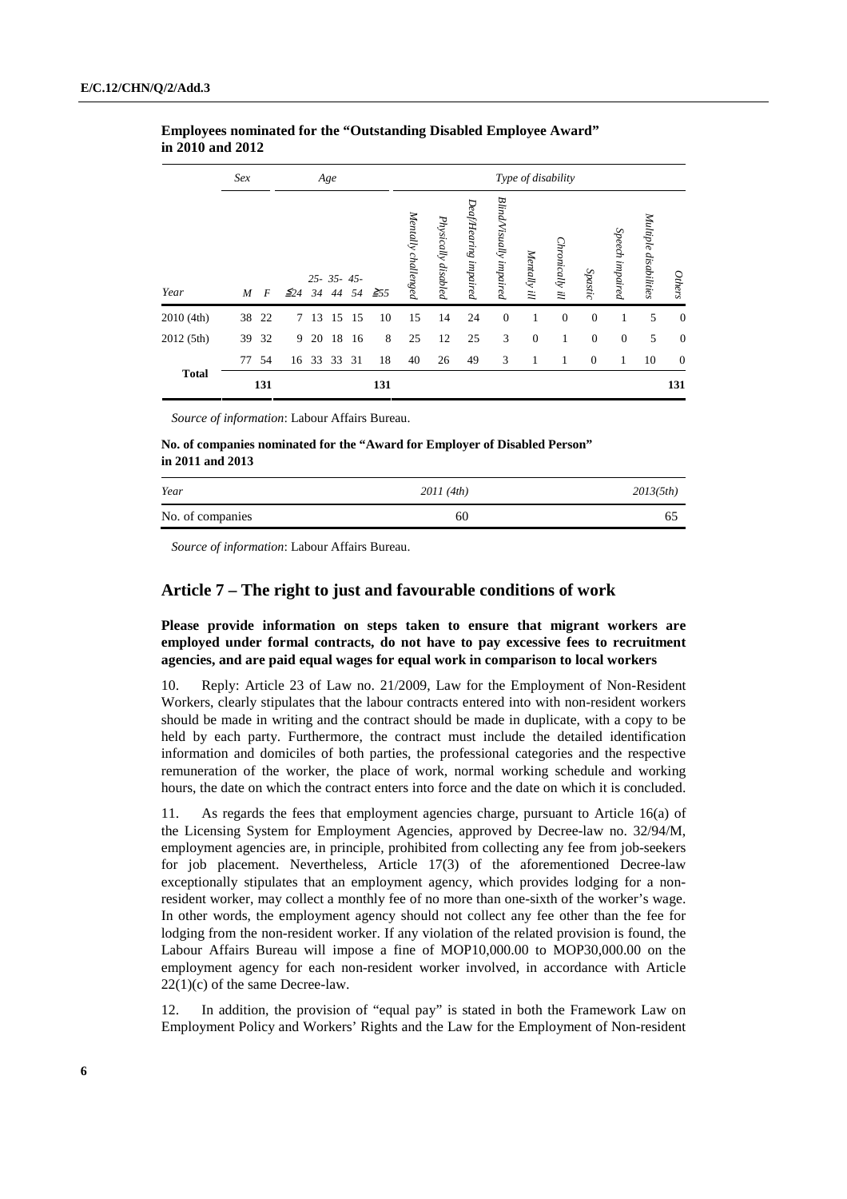**Employees nominated for the "Outstanding Disabled Employee Award" in 2010 and 2012**

| | *Sex* | | *Age* | | | | | *Type of disability* | | | | | | | | | | |
|---|---|---|---|---|---|---|---|---|---|---|---|---|---|---|---|---|---|---|
| *Year* | *M* | *F* | *≦24* | *25-34* | *35-44* | *45-54* | *≧55* | *Mentally challenged* | *Physically disabled* | *Deaf/Hearing impaired* | *Blind/Visually impaired* | *Mentally ill* | *Chronically ill* | *Spastic* | *Speech impaired* | *Multiple disabilities* | *Others* |
| 2010 (4th) | 38 | 22 | 7 | 13 | 15 | 15 | 10 | 15 | 14 | 24 | 0 | 1 | 0 | 0 | 1 | 5 | 0 |
| 2012 (5th) | 39 | 32 | 9 | 20 | 18 | 16 | 8 | 25 | 12 | 25 | 3 | 0 | 1 | 0 | 0 | 5 | 0 |
| **Total** | 77 | 54 | 16 | 33 | 33 | 31 | 18 | 40 | 26 | 49 | 3 | 1 | 1 | 0 | 1 | 10 | 0 |
| | **131** | | | | | | **131** | | | | | | | | | | **131** |

*Source of information*: Labour Affairs Bureau.

**No. of companies nominated for the "Award for Employer of Disabled Person" in 2011 and 2013**

| *Year* | *2011 (4th)* | *2013(5th)* |
|---|---|---|
| No. of companies | 60 | 65 |

*Source of information*: Labour Affairs Bureau.

## Article 7 – The right to just and favourable conditions of work

**Please provide information on steps taken to ensure that migrant workers are employed under formal contracts, do not have to pay excessive fees to recruitment agencies, and are paid equal wages for equal work in comparison to local workers**

10. Reply: Article 23 of Law no. 21/2009, Law for the Employment of Non-Resident Workers, clearly stipulates that the labour contracts entered into with non-resident workers should be made in writing and the contract should be made in duplicate, with a copy to be held by each party. Furthermore, the contract must include the detailed identification information and domiciles of both parties, the professional categories and the respective remuneration of the worker, the place of work, normal working schedule and working hours, the date on which the contract enters into force and the date on which it is concluded.

11. As regards the fees that employment agencies charge, pursuant to Article 16(a) of the Licensing System for Employment Agencies, approved by Decree-law no. 32/94/M, employment agencies are, in principle, prohibited from collecting any fee from job-seekers for job placement. Nevertheless, Article 17(3) of the aforementioned Decree-law exceptionally stipulates that an employment agency, which provides lodging for a non-resident worker, may collect a monthly fee of no more than one-sixth of the worker's wage. In other words, the employment agency should not collect any fee other than the fee for lodging from the non-resident worker. If any violation of the related provision is found, the Labour Affairs Bureau will impose a fine of MOP10,000.00 to MOP30,000.00 on the employment agency for each non-resident worker involved, in accordance with Article 22(1)(c) of the same Decree-law.

12. In addition, the provision of "equal pay" is stated in both the Framework Law on Employment Policy and Workers' Rights and the Law for the Employment of Non-resident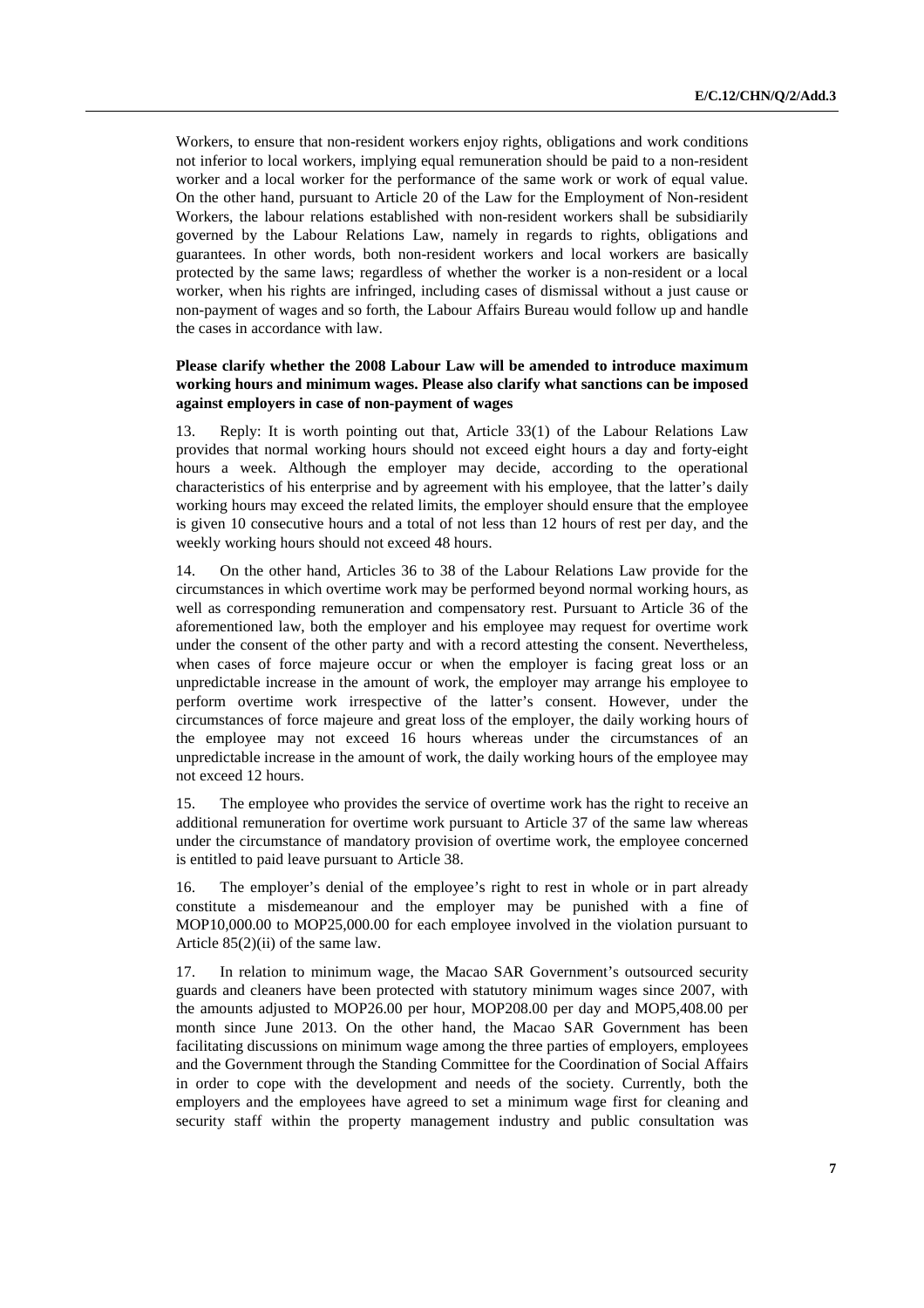Workers, to ensure that non-resident workers enjoy rights, obligations and work conditions not inferior to local workers, implying equal remuneration should be paid to a non-resident worker and a local worker for the performance of the same work or work of equal value. On the other hand, pursuant to Article 20 of the Law for the Employment of Non-resident Workers, the labour relations established with non-resident workers shall be subsidiarily governed by the Labour Relations Law, namely in regards to rights, obligations and guarantees. In other words, both non-resident workers and local workers are basically protected by the same laws; regardless of whether the worker is a non-resident or a local worker, when his rights are infringed, including cases of dismissal without a just cause or non-payment of wages and so forth, the Labour Affairs Bureau would follow up and handle the cases in accordance with law.

**Please clarify whether the 2008 Labour Law will be amended to introduce maximum working hours and minimum wages. Please also clarify what sanctions can be imposed against employers in case of non-payment of wages**

13. Reply: It is worth pointing out that, Article 33(1) of the Labour Relations Law provides that normal working hours should not exceed eight hours a day and forty-eight hours a week. Although the employer may decide, according to the operational characteristics of his enterprise and by agreement with his employee, that the latter's daily working hours may exceed the related limits, the employer should ensure that the employee is given 10 consecutive hours and a total of not less than 12 hours of rest per day, and the weekly working hours should not exceed 48 hours.

14. On the other hand, Articles 36 to 38 of the Labour Relations Law provide for the circumstances in which overtime work may be performed beyond normal working hours, as well as corresponding remuneration and compensatory rest. Pursuant to Article 36 of the aforementioned law, both the employer and his employee may request for overtime work under the consent of the other party and with a record attesting the consent. Nevertheless, when cases of force majeure occur or when the employer is facing great loss or an unpredictable increase in the amount of work, the employer may arrange his employee to perform overtime work irrespective of the latter's consent. However, under the circumstances of force majeure and great loss of the employer, the daily working hours of the employee may not exceed 16 hours whereas under the circumstances of an unpredictable increase in the amount of work, the daily working hours of the employee may not exceed 12 hours.

15. The employee who provides the service of overtime work has the right to receive an additional remuneration for overtime work pursuant to Article 37 of the same law whereas under the circumstance of mandatory provision of overtime work, the employee concerned is entitled to paid leave pursuant to Article 38.

16. The employer's denial of the employee's right to rest in whole or in part already constitute a misdemeanour and the employer may be punished with a fine of MOP10,000.00 to MOP25,000.00 for each employee involved in the violation pursuant to Article 85(2)(ii) of the same law.

17. In relation to minimum wage, the Macao SAR Government's outsourced security guards and cleaners have been protected with statutory minimum wages since 2007, with the amounts adjusted to MOP26.00 per hour, MOP208.00 per day and MOP5,408.00 per month since June 2013. On the other hand, the Macao SAR Government has been facilitating discussions on minimum wage among the three parties of employers, employees and the Government through the Standing Committee for the Coordination of Social Affairs in order to cope with the development and needs of the society. Currently, both the employers and the employees have agreed to set a minimum wage first for cleaning and security staff within the property management industry and public consultation was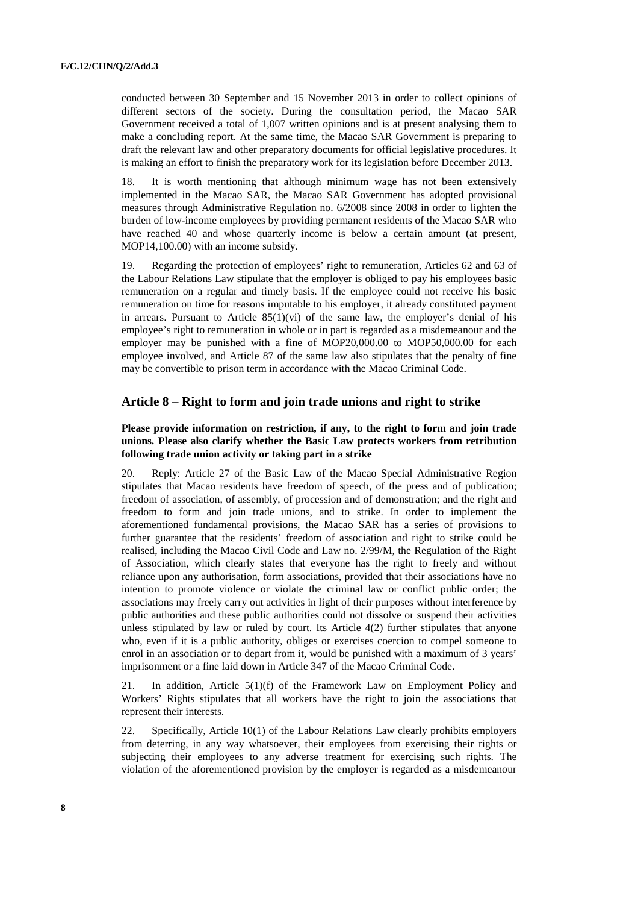conducted between 30 September and 15 November 2013 in order to collect opinions of different sectors of the society. During the consultation period, the Macao SAR Government received a total of 1,007 written opinions and is at present analysing them to make a concluding report. At the same time, the Macao SAR Government is preparing to draft the relevant law and other preparatory documents for official legislative procedures. It is making an effort to finish the preparatory work for its legislation before December 2013.

18. It is worth mentioning that although minimum wage has not been extensively implemented in the Macao SAR, the Macao SAR Government has adopted provisional measures through Administrative Regulation no. 6/2008 since 2008 in order to lighten the burden of low-income employees by providing permanent residents of the Macao SAR who have reached 40 and whose quarterly income is below a certain amount (at present, MOP14,100.00) with an income subsidy.

19. Regarding the protection of employees' right to remuneration, Articles 62 and 63 of the Labour Relations Law stipulate that the employer is obliged to pay his employees basic remuneration on a regular and timely basis. If the employee could not receive his basic remuneration on time for reasons imputable to his employer, it already constituted payment in arrears. Pursuant to Article 85(1)(vi) of the same law, the employer's denial of his employee's right to remuneration in whole or in part is regarded as a misdemeanour and the employer may be punished with a fine of MOP20,000.00 to MOP50,000.00 for each employee involved, and Article 87 of the same law also stipulates that the penalty of fine may be convertible to prison term in accordance with the Macao Criminal Code.

## Article 8 – Right to form and join trade unions and right to strike

**Please provide information on restriction, if any, to the right to form and join trade unions. Please also clarify whether the Basic Law protects workers from retribution following trade union activity or taking part in a strike**

20. Reply: Article 27 of the Basic Law of the Macao Special Administrative Region stipulates that Macao residents have freedom of speech, of the press and of publication; freedom of association, of assembly, of procession and of demonstration; and the right and freedom to form and join trade unions, and to strike. In order to implement the aforementioned fundamental provisions, the Macao SAR has a series of provisions to further guarantee that the residents' freedom of association and right to strike could be realised, including the Macao Civil Code and Law no. 2/99/M, the Regulation of the Right of Association, which clearly states that everyone has the right to freely and without reliance upon any authorisation, form associations, provided that their associations have no intention to promote violence or violate the criminal law or conflict public order; the associations may freely carry out activities in light of their purposes without interference by public authorities and these public authorities could not dissolve or suspend their activities unless stipulated by law or ruled by court. Its Article 4(2) further stipulates that anyone who, even if it is a public authority, obliges or exercises coercion to compel someone to enrol in an association or to depart from it, would be punished with a maximum of 3 years' imprisonment or a fine laid down in Article 347 of the Macao Criminal Code.

21. In addition, Article 5(1)(f) of the Framework Law on Employment Policy and Workers' Rights stipulates that all workers have the right to join the associations that represent their interests.

22. Specifically, Article 10(1) of the Labour Relations Law clearly prohibits employers from deterring, in any way whatsoever, their employees from exercising their rights or subjecting their employees to any adverse treatment for exercising such rights. The violation of the aforementioned provision by the employer is regarded as a misdemeanour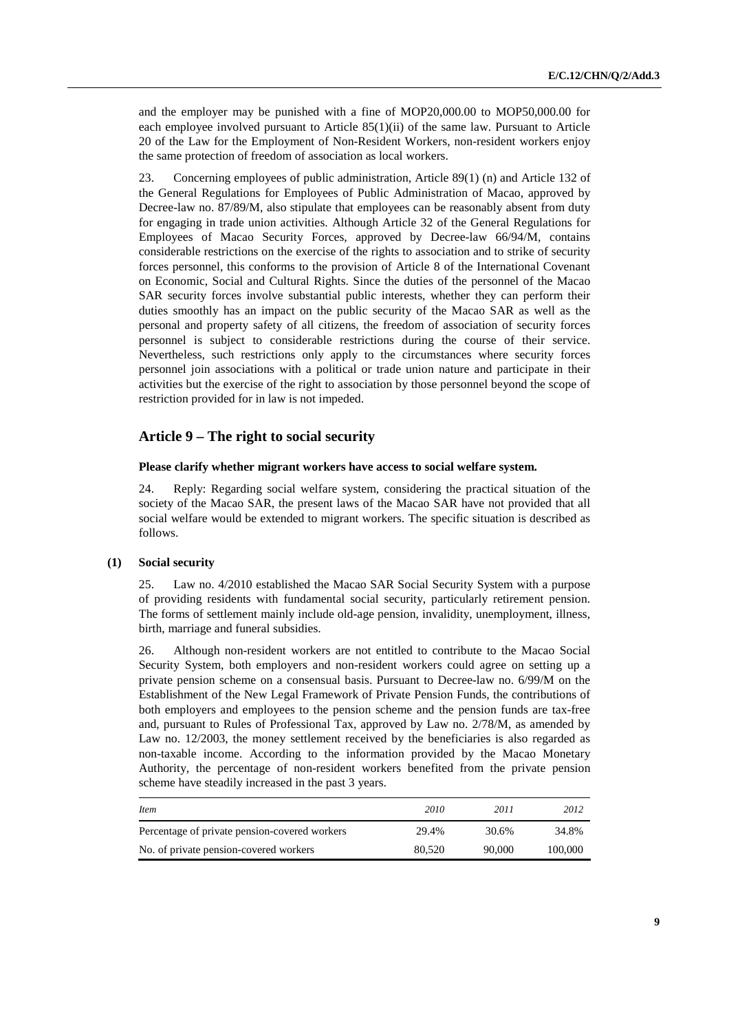and the employer may be punished with a fine of MOP20,000.00 to MOP50,000.00 for each employee involved pursuant to Article 85(1)(ii) of the same law. Pursuant to Article 20 of the Law for the Employment of Non-Resident Workers, non-resident workers enjoy the same protection of freedom of association as local workers.

23. Concerning employees of public administration, Article 89(1) (n) and Article 132 of the General Regulations for Employees of Public Administration of Macao, approved by Decree-law no. 87/89/M, also stipulate that employees can be reasonably absent from duty for engaging in trade union activities. Although Article 32 of the General Regulations for Employees of Macao Security Forces, approved by Decree-law 66/94/M, contains considerable restrictions on the exercise of the rights to association and to strike of security forces personnel, this conforms to the provision of Article 8 of the International Covenant on Economic, Social and Cultural Rights. Since the duties of the personnel of the Macao SAR security forces involve substantial public interests, whether they can perform their duties smoothly has an impact on the public security of the Macao SAR as well as the personal and property safety of all citizens, the freedom of association of security forces personnel is subject to considerable restrictions during the course of their service. Nevertheless, such restrictions only apply to the circumstances where security forces personnel join associations with a political or trade union nature and participate in their activities but the exercise of the right to association by those personnel beyond the scope of restriction provided for in law is not impeded.

## Article 9 – The right to social security

**Please clarify whether migrant workers have access to social welfare system.**

24. Reply: Regarding social welfare system, considering the practical situation of the society of the Macao SAR, the present laws of the Macao SAR have not provided that all social welfare would be extended to migrant workers. The specific situation is described as follows.

### (1) Social security

25. Law no. 4/2010 established the Macao SAR Social Security System with a purpose of providing residents with fundamental social security, particularly retirement pension. The forms of settlement mainly include old-age pension, invalidity, unemployment, illness, birth, marriage and funeral subsidies.

26. Although non-resident workers are not entitled to contribute to the Macao Social Security System, both employers and non-resident workers could agree on setting up a private pension scheme on a consensual basis. Pursuant to Decree-law no. 6/99/M on the Establishment of the New Legal Framework of Private Pension Funds, the contributions of both employers and employees to the pension scheme and the pension funds are tax-free and, pursuant to Rules of Professional Tax, approved by Law no. 2/78/M, as amended by Law no. 12/2003, the money settlement received by the beneficiaries is also regarded as non-taxable income. According to the information provided by the Macao Monetary Authority, the percentage of non-resident workers benefited from the private pension scheme have steadily increased in the past 3 years.

| *Item* | *2010* | *2011* | *2012* |
|---|---|---|---|
| Percentage of private pension-covered workers | 29.4% | 30.6% | 34.8% |
| No. of private pension-covered workers | 80,520 | 90,000 | 100,000 |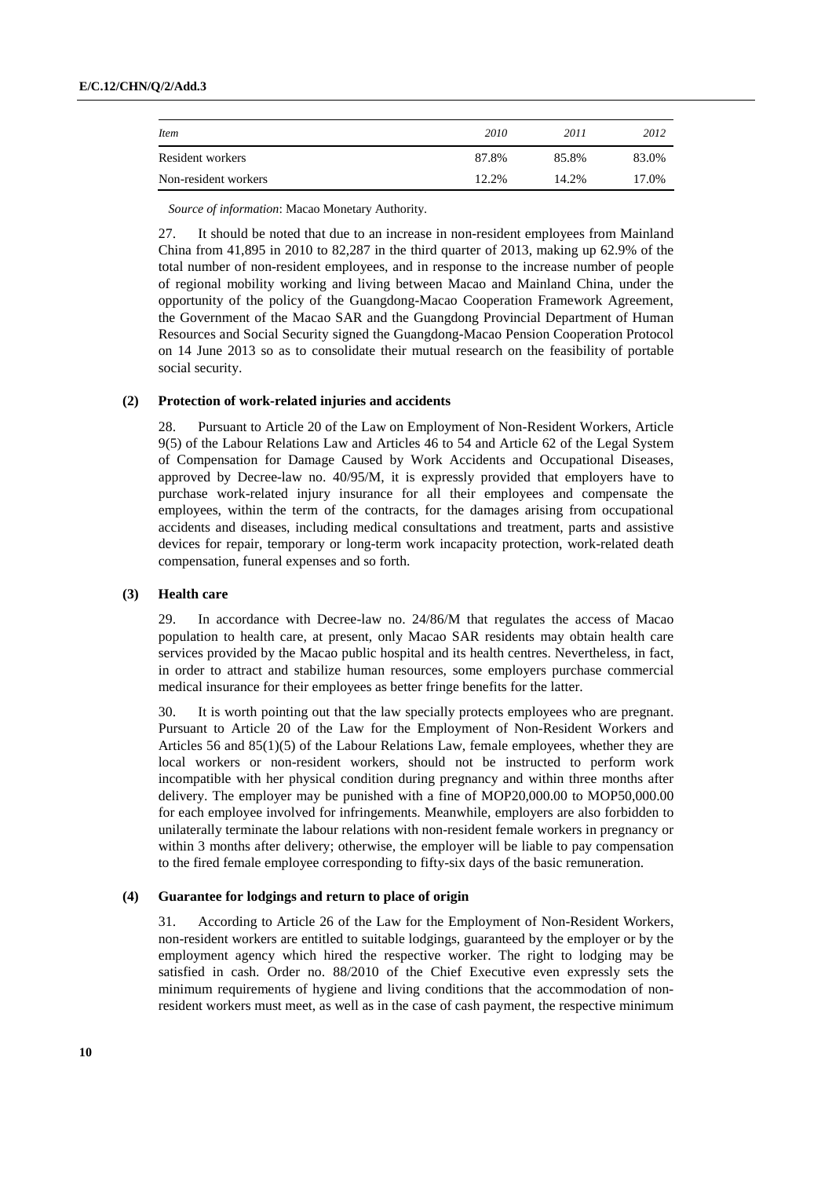| *Item* | *2010* | *2011* | *2012* |
| --- | --- | --- | --- |
| Resident workers | 87.8% | 85.8% | 83.0% |
| Non-resident workers | 12.2% | 14.2% | 17.0% |

*Source of information*: Macao Monetary Authority.

27. It should be noted that due to an increase in non-resident employees from Mainland China from 41,895 in 2010 to 82,287 in the third quarter of 2013, making up 62.9% of the total number of non-resident employees, and in response to the increase number of people of regional mobility working and living between Macao and Mainland China, under the opportunity of the policy of the Guangdong-Macao Cooperation Framework Agreement, the Government of the Macao SAR and the Guangdong Provincial Department of Human Resources and Social Security signed the Guangdong-Macao Pension Cooperation Protocol on 14 June 2013 so as to consolidate their mutual research on the feasibility of portable social security.

### (2) Protection of work-related injuries and accidents

28. Pursuant to Article 20 of the Law on Employment of Non-Resident Workers, Article 9(5) of the Labour Relations Law and Articles 46 to 54 and Article 62 of the Legal System of Compensation for Damage Caused by Work Accidents and Occupational Diseases, approved by Decree-law no. 40/95/M, it is expressly provided that employers have to purchase work-related injury insurance for all their employees and compensate the employees, within the term of the contracts, for the damages arising from occupational accidents and diseases, including medical consultations and treatment, parts and assistive devices for repair, temporary or long-term work incapacity protection, work-related death compensation, funeral expenses and so forth.

### (3) Health care

29. In accordance with Decree-law no. 24/86/M that regulates the access of Macao population to health care, at present, only Macao SAR residents may obtain health care services provided by the Macao public hospital and its health centres. Nevertheless, in fact, in order to attract and stabilize human resources, some employers purchase commercial medical insurance for their employees as better fringe benefits for the latter.

30. It is worth pointing out that the law specially protects employees who are pregnant. Pursuant to Article 20 of the Law for the Employment of Non-Resident Workers and Articles 56 and 85(1)(5) of the Labour Relations Law, female employees, whether they are local workers or non-resident workers, should not be instructed to perform work incompatible with her physical condition during pregnancy and within three months after delivery. The employer may be punished with a fine of MOP20,000.00 to MOP50,000.00 for each employee involved for infringements. Meanwhile, employers are also forbidden to unilaterally terminate the labour relations with non-resident female workers in pregnancy or within 3 months after delivery; otherwise, the employer will be liable to pay compensation to the fired female employee corresponding to fifty-six days of the basic remuneration.

### (4) Guarantee for lodgings and return to place of origin

31. According to Article 26 of the Law for the Employment of Non-Resident Workers, non-resident workers are entitled to suitable lodgings, guaranteed by the employer or by the employment agency which hired the respective worker. The right to lodging may be satisfied in cash. Order no. 88/2010 of the Chief Executive even expressly sets the minimum requirements of hygiene and living conditions that the accommodation of non-resident workers must meet, as well as in the case of cash payment, the respective minimum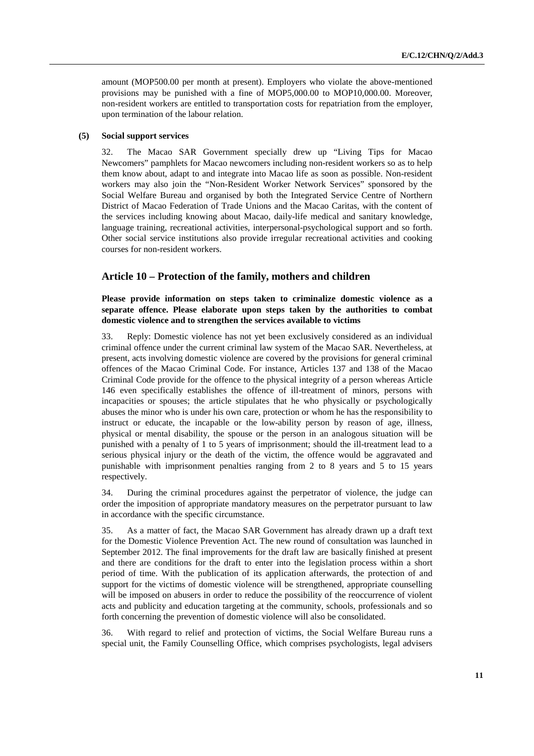amount (MOP500.00 per month at present). Employers who violate the above-mentioned provisions may be punished with a fine of MOP5,000.00 to MOP10,000.00. Moreover, non-resident workers are entitled to transportation costs for repatriation from the employer, upon termination of the labour relation.

#### (5) Social support services

32. The Macao SAR Government specially drew up "Living Tips for Macao Newcomers" pamphlets for Macao newcomers including non-resident workers so as to help them know about, adapt to and integrate into Macao life as soon as possible. Non-resident workers may also join the "Non-Resident Worker Network Services" sponsored by the Social Welfare Bureau and organised by both the Integrated Service Centre of Northern District of Macao Federation of Trade Unions and the Macao Caritas, with the content of the services including knowing about Macao, daily-life medical and sanitary knowledge, language training, recreational activities, interpersonal-psychological support and so forth. Other social service institutions also provide irregular recreational activities and cooking courses for non-resident workers.

## Article 10 – Protection of the family, mothers and children

**Please provide information on steps taken to criminalize domestic violence as a separate offence. Please elaborate upon steps taken by the authorities to combat domestic violence and to strengthen the services available to victims**

33. Reply: Domestic violence has not yet been exclusively considered as an individual criminal offence under the current criminal law system of the Macao SAR. Nevertheless, at present, acts involving domestic violence are covered by the provisions for general criminal offences of the Macao Criminal Code. For instance, Articles 137 and 138 of the Macao Criminal Code provide for the offence to the physical integrity of a person whereas Article 146 even specifically establishes the offence of ill-treatment of minors, persons with incapacities or spouses; the article stipulates that he who physically or psychologically abuses the minor who is under his own care, protection or whom he has the responsibility to instruct or educate, the incapable or the low-ability person by reason of age, illness, physical or mental disability, the spouse or the person in an analogous situation will be punished with a penalty of 1 to 5 years of imprisonment; should the ill-treatment lead to a serious physical injury or the death of the victim, the offence would be aggravated and punishable with imprisonment penalties ranging from 2 to 8 years and 5 to 15 years respectively.

34. During the criminal procedures against the perpetrator of violence, the judge can order the imposition of appropriate mandatory measures on the perpetrator pursuant to law in accordance with the specific circumstance.

35. As a matter of fact, the Macao SAR Government has already drawn up a draft text for the Domestic Violence Prevention Act. The new round of consultation was launched in September 2012. The final improvements for the draft law are basically finished at present and there are conditions for the draft to enter into the legislation process within a short period of time. With the publication of its application afterwards, the protection of and support for the victims of domestic violence will be strengthened, appropriate counselling will be imposed on abusers in order to reduce the possibility of the reoccurrence of violent acts and publicity and education targeting at the community, schools, professionals and so forth concerning the prevention of domestic violence will also be consolidated.

36. With regard to relief and protection of victims, the Social Welfare Bureau runs a special unit, the Family Counselling Office, which comprises psychologists, legal advisers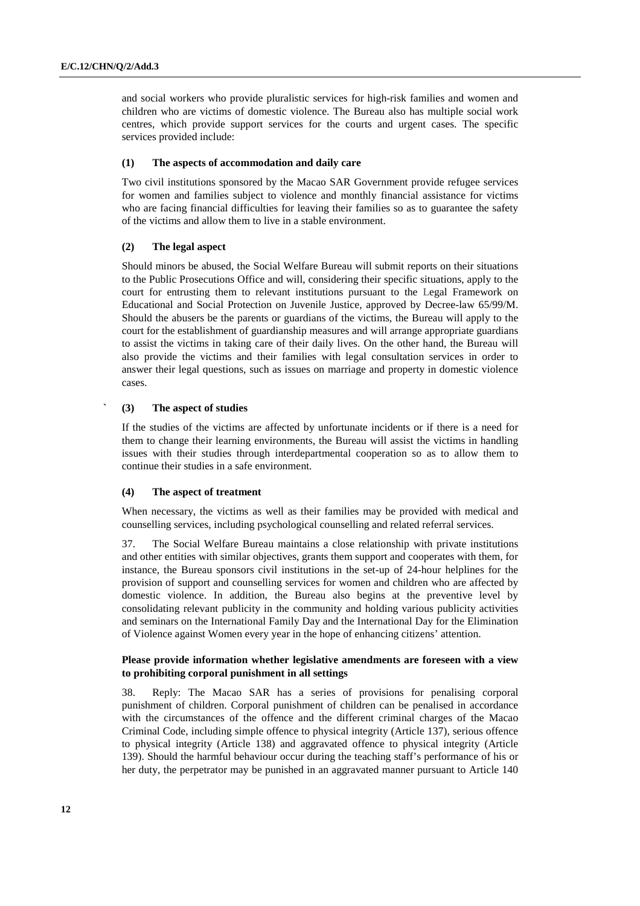and social workers who provide pluralistic services for high-risk families and women and children who are victims of domestic violence. The Bureau also has multiple social work centres, which provide support services for the courts and urgent cases. The specific services provided include:

**(1) The aspects of accommodation and daily care**

Two civil institutions sponsored by the Macao SAR Government provide refugee services for women and families subject to violence and monthly financial assistance for victims who are facing financial difficulties for leaving their families so as to guarantee the safety of the victims and allow them to live in a stable environment.

**(2) The legal aspect**

Should minors be abused, the Social Welfare Bureau will submit reports on their situations to the Public Prosecutions Office and will, considering their specific situations, apply to the court for entrusting them to relevant institutions pursuant to the Legal Framework on Educational and Social Protection on Juvenile Justice, approved by Decree-law 65/99/M. Should the abusers be the parents or guardians of the victims, the Bureau will apply to the court for the establishment of guardianship measures and will arrange appropriate guardians to assist the victims in taking care of their daily lives. On the other hand, the Bureau will also provide the victims and their families with legal consultation services in order to answer their legal questions, such as issues on marriage and property in domestic violence cases.

**(3) The aspect of studies**

If the studies of the victims are affected by unfortunate incidents or if there is a need for them to change their learning environments, the Bureau will assist the victims in handling issues with their studies through interdepartmental cooperation so as to allow them to continue their studies in a safe environment.

**(4) The aspect of treatment**

When necessary, the victims as well as their families may be provided with medical and counselling services, including psychological counselling and related referral services.

37. The Social Welfare Bureau maintains a close relationship with private institutions and other entities with similar objectives, grants them support and cooperates with them, for instance, the Bureau sponsors civil institutions in the set-up of 24-hour helplines for the provision of support and counselling services for women and children who are affected by domestic violence. In addition, the Bureau also begins at the preventive level by consolidating relevant publicity in the community and holding various publicity activities and seminars on the International Family Day and the International Day for the Elimination of Violence against Women every year in the hope of enhancing citizens' attention.

**Please provide information whether legislative amendments are foreseen with a view to prohibiting corporal punishment in all settings**

38. Reply: The Macao SAR has a series of provisions for penalising corporal punishment of children. Corporal punishment of children can be penalised in accordance with the circumstances of the offence and the different criminal charges of the Macao Criminal Code, including simple offence to physical integrity (Article 137), serious offence to physical integrity (Article 138) and aggravated offence to physical integrity (Article 139). Should the harmful behaviour occur during the teaching staff's performance of his or her duty, the perpetrator may be punished in an aggravated manner pursuant to Article 140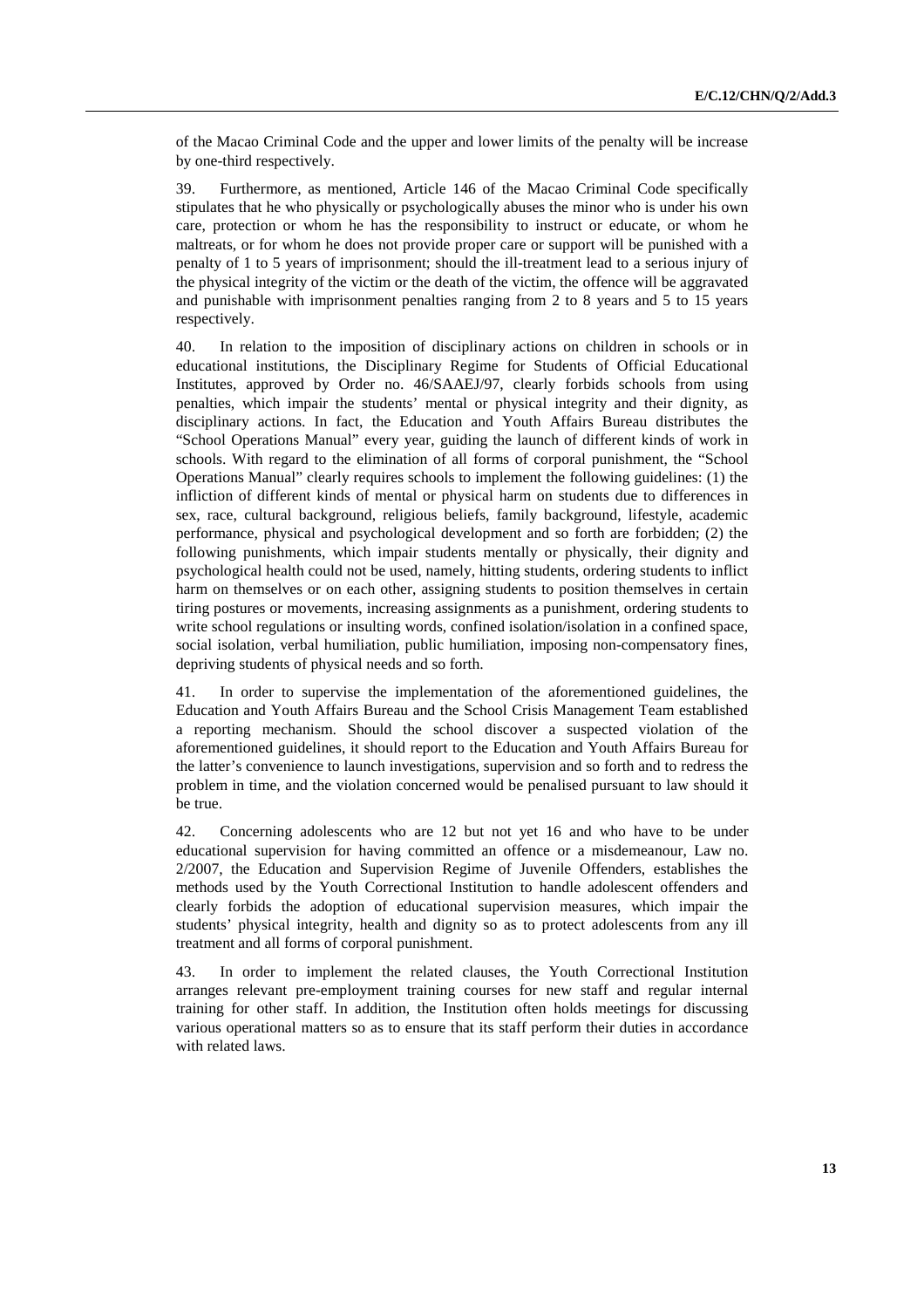of the Macao Criminal Code and the upper and lower limits of the penalty will be increase by one-third respectively.

39. Furthermore, as mentioned, Article 146 of the Macao Criminal Code specifically stipulates that he who physically or psychologically abuses the minor who is under his own care, protection or whom he has the responsibility to instruct or educate, or whom he maltreats, or for whom he does not provide proper care or support will be punished with a penalty of 1 to 5 years of imprisonment; should the ill-treatment lead to a serious injury of the physical integrity of the victim or the death of the victim, the offence will be aggravated and punishable with imprisonment penalties ranging from 2 to 8 years and 5 to 15 years respectively.

40. In relation to the imposition of disciplinary actions on children in schools or in educational institutions, the Disciplinary Regime for Students of Official Educational Institutes, approved by Order no. 46/SAAEJ/97, clearly forbids schools from using penalties, which impair the students' mental or physical integrity and their dignity, as disciplinary actions. In fact, the Education and Youth Affairs Bureau distributes the "School Operations Manual" every year, guiding the launch of different kinds of work in schools. With regard to the elimination of all forms of corporal punishment, the "School Operations Manual" clearly requires schools to implement the following guidelines: (1) the infliction of different kinds of mental or physical harm on students due to differences in sex, race, cultural background, religious beliefs, family background, lifestyle, academic performance, physical and psychological development and so forth are forbidden; (2) the following punishments, which impair students mentally or physically, their dignity and psychological health could not be used, namely, hitting students, ordering students to inflict harm on themselves or on each other, assigning students to position themselves in certain tiring postures or movements, increasing assignments as a punishment, ordering students to write school regulations or insulting words, confined isolation/isolation in a confined space, social isolation, verbal humiliation, public humiliation, imposing non-compensatory fines, depriving students of physical needs and so forth.

41. In order to supervise the implementation of the aforementioned guidelines, the Education and Youth Affairs Bureau and the School Crisis Management Team established a reporting mechanism. Should the school discover a suspected violation of the aforementioned guidelines, it should report to the Education and Youth Affairs Bureau for the latter's convenience to launch investigations, supervision and so forth and to redress the problem in time, and the violation concerned would be penalised pursuant to law should it be true.

42. Concerning adolescents who are 12 but not yet 16 and who have to be under educational supervision for having committed an offence or a misdemeanour, Law no. 2/2007, the Education and Supervision Regime of Juvenile Offenders, establishes the methods used by the Youth Correctional Institution to handle adolescent offenders and clearly forbids the adoption of educational supervision measures, which impair the students' physical integrity, health and dignity so as to protect adolescents from any ill treatment and all forms of corporal punishment.

43. In order to implement the related clauses, the Youth Correctional Institution arranges relevant pre-employment training courses for new staff and regular internal training for other staff. In addition, the Institution often holds meetings for discussing various operational matters so as to ensure that its staff perform their duties in accordance with related laws.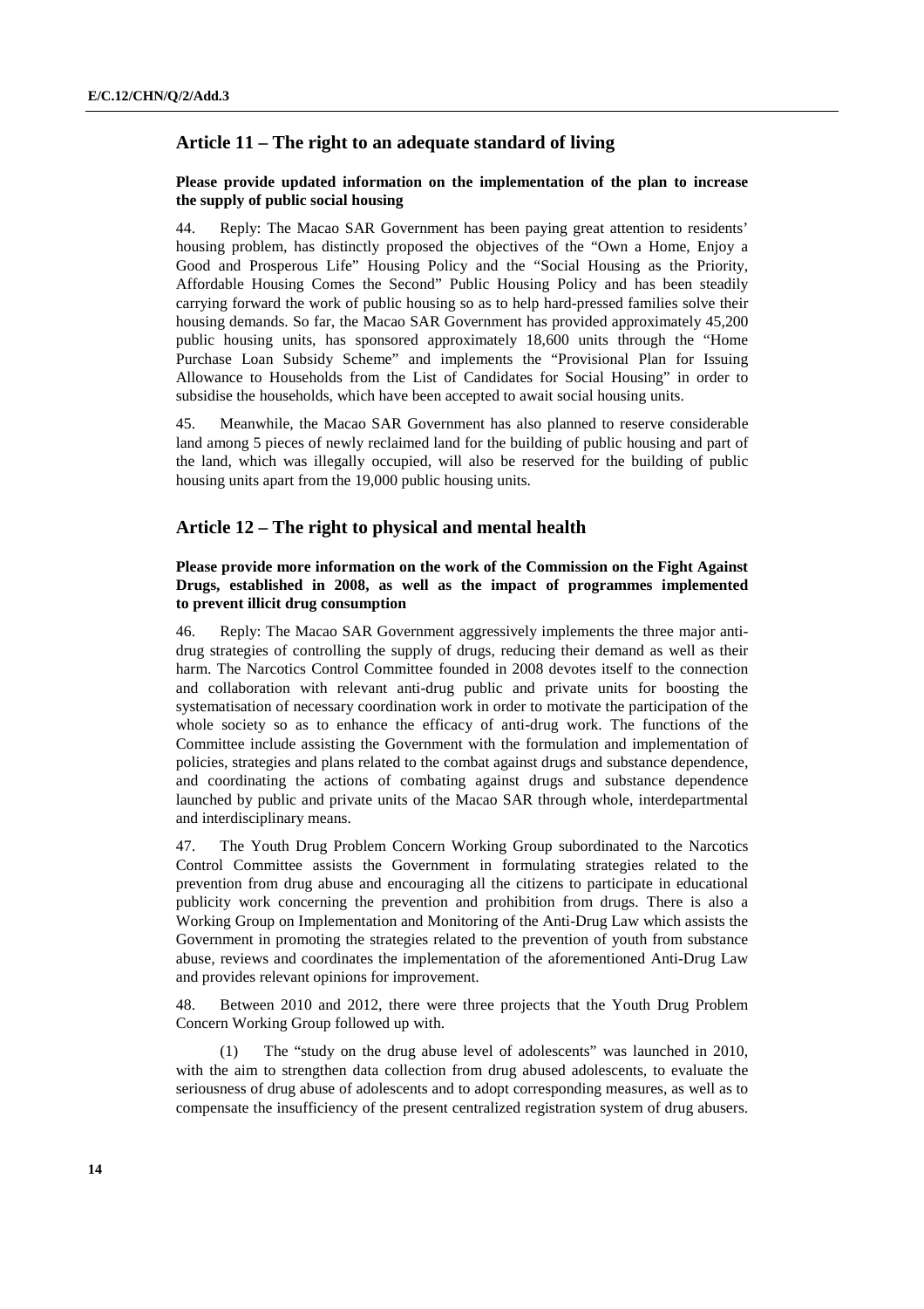## Article 11 – The right to an adequate standard of living

**Please provide updated information on the implementation of the plan to increase the supply of public social housing**

44. Reply: The Macao SAR Government has been paying great attention to residents' housing problem, has distinctly proposed the objectives of the "Own a Home, Enjoy a Good and Prosperous Life" Housing Policy and the "Social Housing as the Priority, Affordable Housing Comes the Second" Public Housing Policy and has been steadily carrying forward the work of public housing so as to help hard-pressed families solve their housing demands. So far, the Macao SAR Government has provided approximately 45,200 public housing units, has sponsored approximately 18,600 units through the "Home Purchase Loan Subsidy Scheme" and implements the "Provisional Plan for Issuing Allowance to Households from the List of Candidates for Social Housing" in order to subsidise the households, which have been accepted to await social housing units.

45. Meanwhile, the Macao SAR Government has also planned to reserve considerable land among 5 pieces of newly reclaimed land for the building of public housing and part of the land, which was illegally occupied, will also be reserved for the building of public housing units apart from the 19,000 public housing units.

## Article 12 – The right to physical and mental health

**Please provide more information on the work of the Commission on the Fight Against Drugs, established in 2008, as well as the impact of programmes implemented to prevent illicit drug consumption**

46. Reply: The Macao SAR Government aggressively implements the three major anti-drug strategies of controlling the supply of drugs, reducing their demand as well as their harm. The Narcotics Control Committee founded in 2008 devotes itself to the connection and collaboration with relevant anti-drug public and private units for boosting the systematisation of necessary coordination work in order to motivate the participation of the whole society so as to enhance the efficacy of anti-drug work. The functions of the Committee include assisting the Government with the formulation and implementation of policies, strategies and plans related to the combat against drugs and substance dependence, and coordinating the actions of combating against drugs and substance dependence launched by public and private units of the Macao SAR through whole, interdepartmental and interdisciplinary means.

47. The Youth Drug Problem Concern Working Group subordinated to the Narcotics Control Committee assists the Government in formulating strategies related to the prevention from drug abuse and encouraging all the citizens to participate in educational publicity work concerning the prevention and prohibition from drugs. There is also a Working Group on Implementation and Monitoring of the Anti-Drug Law which assists the Government in promoting the strategies related to the prevention of youth from substance abuse, reviews and coordinates the implementation of the aforementioned Anti-Drug Law and provides relevant opinions for improvement.

48. Between 2010 and 2012, there were three projects that the Youth Drug Problem Concern Working Group followed up with.

(1) The "study on the drug abuse level of adolescents" was launched in 2010, with the aim to strengthen data collection from drug abused adolescents, to evaluate the seriousness of drug abuse of adolescents and to adopt corresponding measures, as well as to compensate the insufficiency of the present centralized registration system of drug abusers.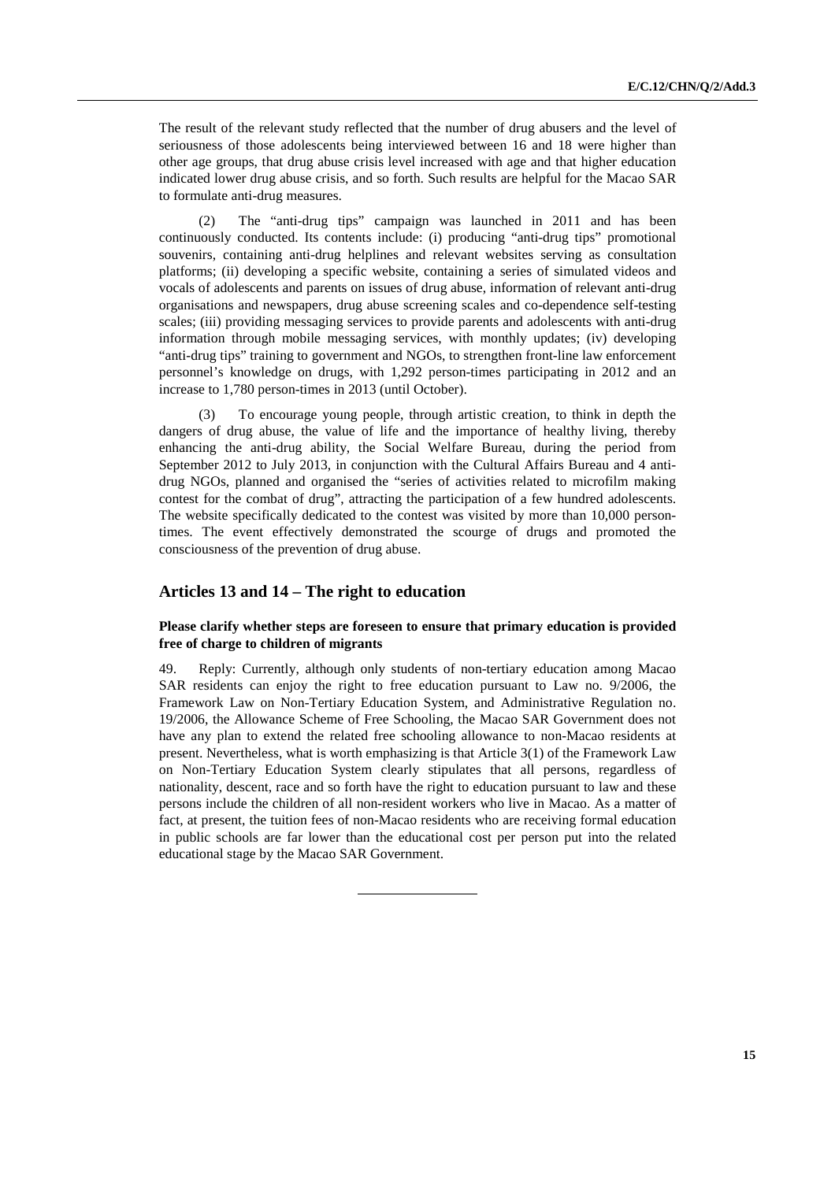The result of the relevant study reflected that the number of drug abusers and the level of seriousness of those adolescents being interviewed between 16 and 18 were higher than other age groups, that drug abuse crisis level increased with age and that higher education indicated lower drug abuse crisis, and so forth. Such results are helpful for the Macao SAR to formulate anti-drug measures.

(2) The "anti-drug tips" campaign was launched in 2011 and has been continuously conducted. Its contents include: (i) producing "anti-drug tips" promotional souvenirs, containing anti-drug helplines and relevant websites serving as consultation platforms; (ii) developing a specific website, containing a series of simulated videos and vocals of adolescents and parents on issues of drug abuse, information of relevant anti-drug organisations and newspapers, drug abuse screening scales and co-dependence self-testing scales; (iii) providing messaging services to provide parents and adolescents with anti-drug information through mobile messaging services, with monthly updates; (iv) developing "anti-drug tips" training to government and NGOs, to strengthen front-line law enforcement personnel's knowledge on drugs, with 1,292 person-times participating in 2012 and an increase to 1,780 person-times in 2013 (until October).

(3) To encourage young people, through artistic creation, to think in depth the dangers of drug abuse, the value of life and the importance of healthy living, thereby enhancing the anti-drug ability, the Social Welfare Bureau, during the period from September 2012 to July 2013, in conjunction with the Cultural Affairs Bureau and 4 anti-drug NGOs, planned and organised the "series of activities related to microfilm making contest for the combat of drug", attracting the participation of a few hundred adolescents. The website specifically dedicated to the contest was visited by more than 10,000 person-times. The event effectively demonstrated the scourge of drugs and promoted the consciousness of the prevention of drug abuse.

## Articles 13 and 14 – The right to education

### Please clarify whether steps are foreseen to ensure that primary education is provided free of charge to children of migrants

49. Reply: Currently, although only students of non-tertiary education among Macao SAR residents can enjoy the right to free education pursuant to Law no. 9/2006, the Framework Law on Non-Tertiary Education System, and Administrative Regulation no. 19/2006, the Allowance Scheme of Free Schooling, the Macao SAR Government does not have any plan to extend the related free schooling allowance to non-Macao residents at present. Nevertheless, what is worth emphasizing is that Article 3(1) of the Framework Law on Non-Tertiary Education System clearly stipulates that all persons, regardless of nationality, descent, race and so forth have the right to education pursuant to law and these persons include the children of all non-resident workers who live in Macao. As a matter of fact, at present, the tuition fees of non-Macao residents who are receiving formal education in public schools are far lower than the educational cost per person put into the related educational stage by the Macao SAR Government.